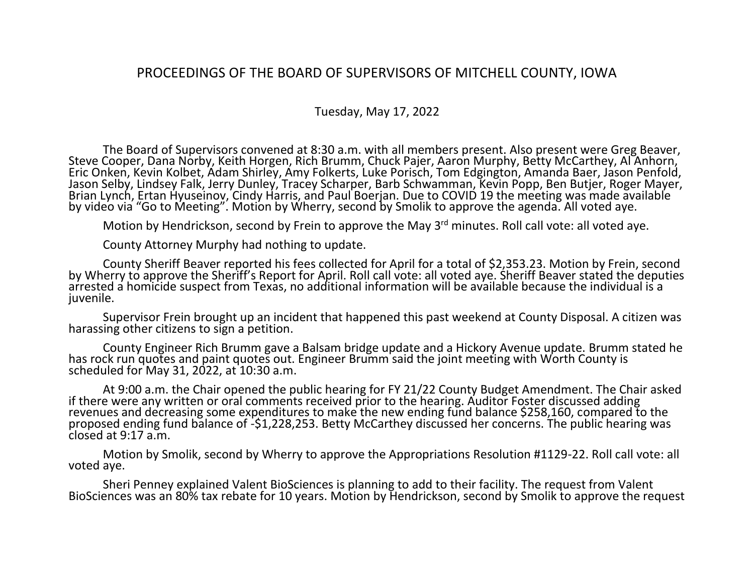# PROCEEDINGS OF THE BOARD OF SUPERVISORS OF MITCHELL COUNTY, IOWA

Tuesday, May 17, 2022

The Board of Supervisors convened at 8:30 a.m. with all members present. Also present were Greg Beaver, Steve Cooper, Dana Norby, Keith Horgen, Rich Brumm, Chuck Pajer, Aaron Murphy, Betty McCarthey, Al Anhorn, Eric Onken, Kevin Kolbet, Adam Shirley, Amy Folkerts, Luke Porisch, Tom Edgington, Amanda Baer, Jason Penfold, Jason Selby, Lindsey Falk, Jerry Dunley, Tracey Scharper, Barb Schwamman, Kevin Popp, Ben Butjer, Roger Mayer, Brian Lynch, Ertan Hyuseinov, Cindy Harris, and Paul Boerjan. Due to COVID 19 the meeting was made available by video via "Go to Meeting". Motion by Wherry, second by Smolik to approve the agenda. All voted aye.

Motion by Hendrickson, second by Frein to approve the May 3rd minutes. Roll call vote: all voted aye.

County Attorney Murphy had nothing to update.

County Sheriff Beaver reported his fees collected for April for a total of $2,353.23. Motion by Frein, second by Wherry to approve the Sheriff's Report for April. Roll call vote: all voted aye. Sheriff Beaver stated the deputies arrested a homicide suspect from Texas, no additional information will be available because the individual is a juvenile.

Supervisor Frein brought up an incident that happened this past weekend at County Disposal. A citizen was harassing other citizens to sign a petition.

County Engineer Rich Brumm gave a Balsam bridge update and a Hickory Avenue update. Brumm stated he has rock run quotes and paint quotes out. Engineer Brumm said the joint meeting with Worth County is scheduled for May 31, 2022, at 10:30 a.m.

At 9:00 a.m. the Chair opened the public hearing for FY 21/22 County Budget Amendment. The Chair asked if there were any written or oral comments received prior to the hearing. Auditor Foster discussed adding revenues and decreasing some expenditures to make the new ending fund balance $258,160, compared to the proposed ending fund balance of -$1,228,253. Betty McCarthey discussed her concerns. The public hearing was closed at 9:17 a.m.

Motion by Smolik, second by Wherry to approve the Appropriations Resolution #1129-22. Roll call vote: all voted aye.

Sheri Penney explained Valent BioSciences is planning to add to their facility. The request from Valent BioSciences was an 80% tax rebate for 10 years. Motion by Hendrickson, second by Smolik to approve the request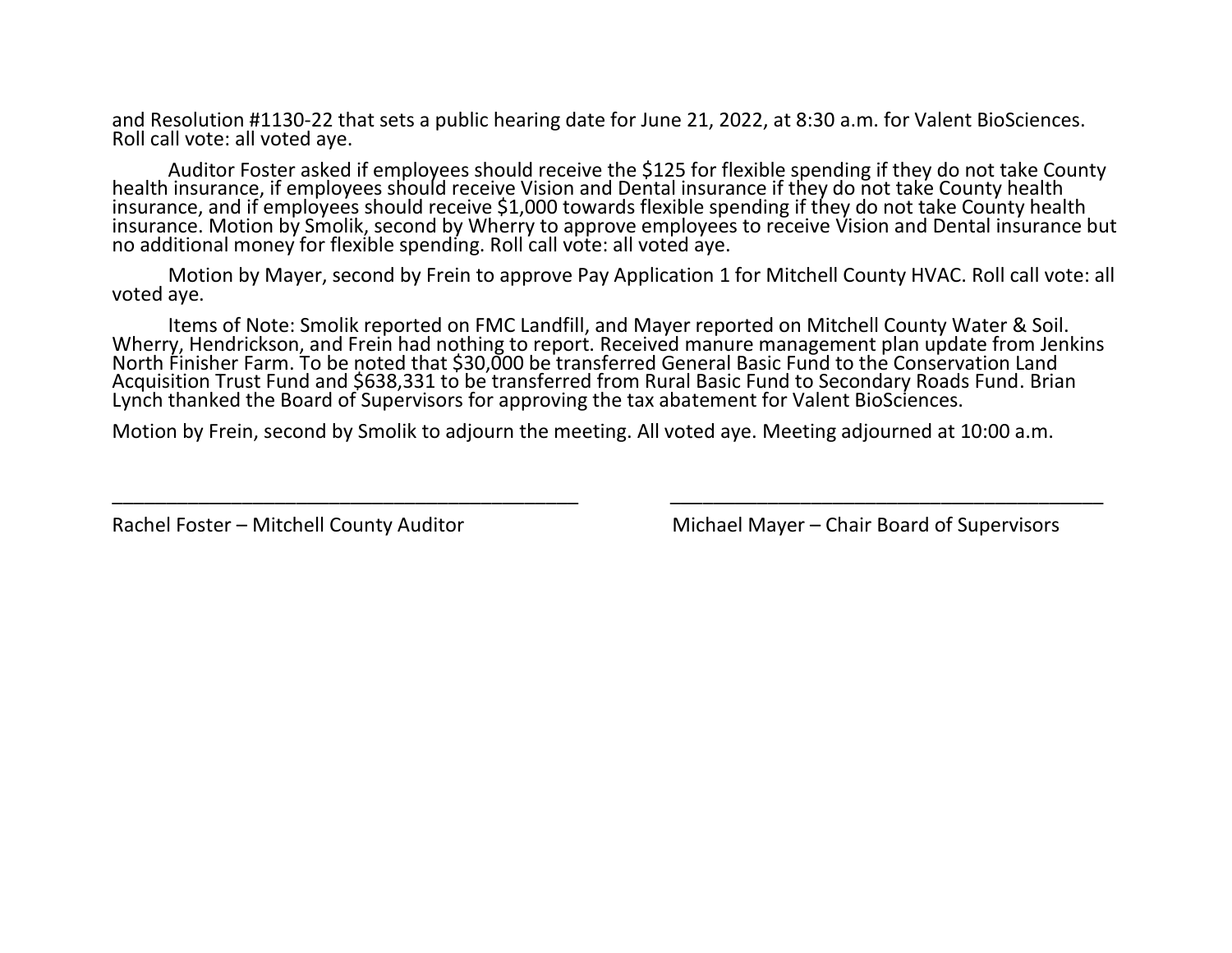and Resolution #1130-22 that sets a public hearing date for June 21, 2022, at 8:30 a.m. for Valent BioSciences. Roll call vote: all voted aye.

Auditor Foster asked if employees should receive the $125 for flexible spending if they do not take County health insurance, if employees should receive Vision and Dental insurance if they do not take County health insurance, and if employees should receive $1,000 towards flexible spending if they do not take County health insurance. Motion by Smolik, second by Wherry to approve employees to receive Vision and Dental insurance but no additional money for flexible spending. Roll call vote: all voted aye.

Motion by Mayer, second by Frein to approve Pay Application 1 for Mitchell County HVAC. Roll call vote: all voted aye.

Items of Note: Smolik reported on FMC Landfill, and Mayer reported on Mitchell County Water & Soil. Wherry, Hendrickson, and Frein had nothing to report. Received manure management plan update from Jenkins North Finisher Farm. To be noted that $30,000 be transferred General Basic Fund to the Conservation Land Acquisition Trust Fund and $638,331 to be transferred from Rural Basic Fund to Secondary Roads Fund. Brian Lynch thanked the Board of Supervisors for approving the tax abatement for Valent BioSciences.

Motion by Frein, second by Smolik to adjourn the meeting. All voted aye. Meeting adjourned at 10:00 a.m.

\_\_\_\_\_\_\_\_\_\_\_\_\_\_\_\_\_\_\_\_\_\_\_\_\_\_\_\_\_\_\_\_\_\_\_\_\_\_\_\_\_\_\_\_

Rachel Foster – Mitchell County Auditor

\_\_\_\_\_\_\_\_\_\_\_\_\_\_\_\_\_\_\_\_\_\_\_\_\_\_\_\_\_\_\_\_\_\_\_\_\_\_\_\_\_\_\_\_

Michael Mayer – Chair Board of Supervisors